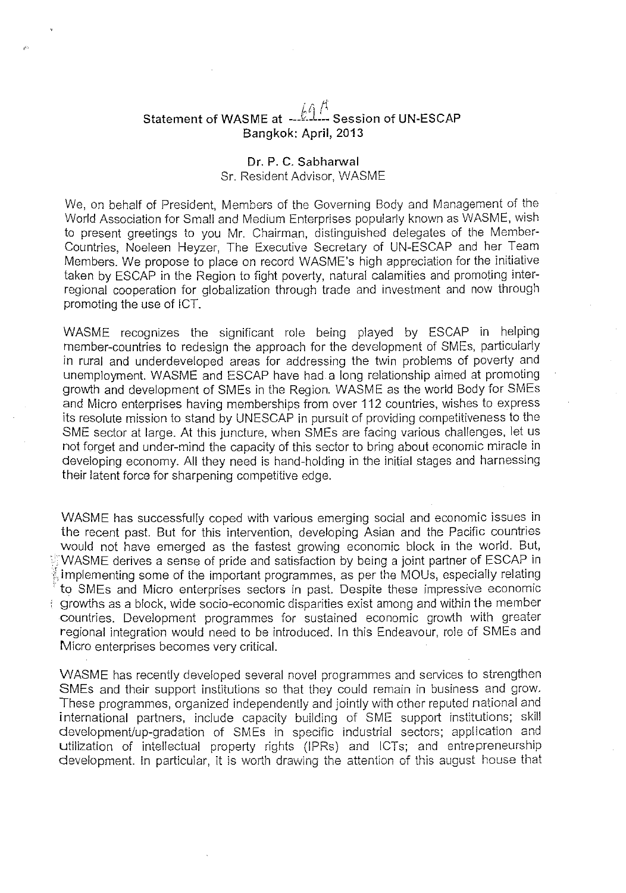# Statement of WASME at ---69th--- Session of UN-ESCAP
## Bangkok: April, 2013

**Dr. P. C. Sabharwal**
Sr. Resident Advisor, WASME

We, on behalf of President, Members of the Governing Body and Management of the World Association for Small and Medium Enterprises popularly known as WASME, wish to present greetings to you Mr. Chairman, distinguished delegates of the Member-Countries, Noeleen Heyzer, The Executive Secretary of UN-ESCAP and her Team Members. We propose to place on record WASME's high appreciation for the initiative taken by ESCAP in the Region to fight poverty, natural calamities and promoting inter-regional cooperation for globalization through trade and investment and now through promoting the use of ICT.

WASME recognizes the significant role being played by ESCAP in helping member-countries to redesign the approach for the development of SMEs, particularly in rural and underdeveloped areas for addressing the twin problems of poverty and unemployment. WASME and ESCAP have had a long relationship aimed at promoting growth and development of SMEs in the Region. WASME as the world Body for SMEs and Micro enterprises having memberships from over 112 countries, wishes to express its resolute mission to stand by UNESCAP in pursuit of providing competitiveness to the SME sector at large. At this juncture, when SMEs are facing various challenges, let us not forget and under-mind the capacity of this sector to bring about economic miracle in developing economy. All they need is hand-holding in the initial stages and harnessing their latent force for sharpening competitive edge.

WASME has successfully coped with various emerging social and economic issues in the recent past. But for this intervention, developing Asian and the Pacific countries would not have emerged as the fastest growing economic block in the world. But, WASME derives a sense of pride and satisfaction by being a joint partner of ESCAP in implementing some of the important programmes, as per the MOUs, especially relating to SMEs and Micro enterprises sectors in past. Despite these impressive economic growths as a block, wide socio-economic disparities exist among and within the member countries. Development programmes for sustained economic growth with greater regional integration would need to be introduced. In this Endeavour, role of SMEs and Micro enterprises becomes very critical.

WASME has recently developed several novel programmes and services to strengthen SMEs and their support institutions so that they could remain in business and grow. These programmes, organized independently and jointly with other reputed national and international partners, include capacity building of SME support institutions; skill development/up-gradation of SMEs in specific industrial sectors; application and utilization of intellectual property rights (IPRs) and ICTs; and entrepreneurship development. In particular, it is worth drawing the attention of this august house that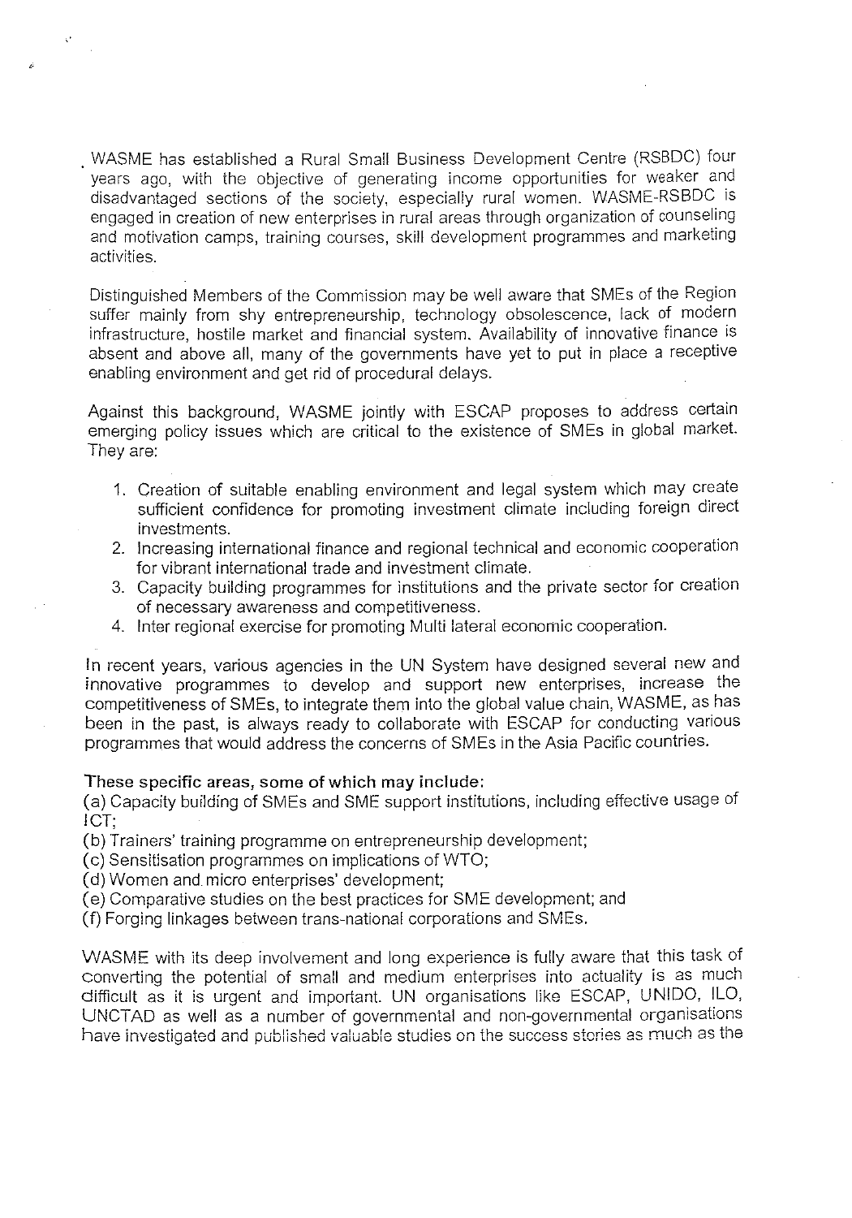WASME has established a Rural Small Business Development Centre (RSBDC) four years ago, with the objective of generating income opportunities for weaker and disadvantaged sections of the society, especially rural women. WASME-RSBDC is engaged in creation of new enterprises in rural areas through organization of counseling and motivation camps, training courses, skill development programmes and marketing activities.

Distinguished Members of the Commission may be well aware that SMEs of the Region suffer mainly from shy entrepreneurship, technology obsolescence, lack of modern infrastructure, hostile market and financial system. Availability of innovative finance is absent and above all, many of the governments have yet to put in place a receptive enabling environment and get rid of procedural delays.

Against this background, WASME jointly with ESCAP proposes to address certain emerging policy issues which are critical to the existence of SMEs in global market. They are:

1. Creation of suitable enabling environment and legal system which may create sufficient confidence for promoting investment climate including foreign direct investments.
2. Increasing international finance and regional technical and economic cooperation for vibrant international trade and investment climate.
3. Capacity building programmes for institutions and the private sector for creation of necessary awareness and competitiveness.
4. Inter regional exercise for promoting Multi lateral economic cooperation.

In recent years, various agencies in the UN System have designed several new and innovative programmes to develop and support new enterprises, increase the competitiveness of SMEs, to integrate them into the global value chain. WASME, as has been in the past, is always ready to collaborate with ESCAP for conducting various programmes that would address the concerns of SMEs in the Asia Pacific countries.

**These specific areas, some of which may include:**

(a) Capacity building of SMEs and SME support institutions, including effective usage of ICT;
(b) Trainers' training programme on entrepreneurship development;
(c) Sensitisation programmes on implications of WTO;
(d) Women and micro enterprises' development;
(e) Comparative studies on the best practices for SME development; and
(f) Forging linkages between trans-national corporations and SMEs.

WASME with its deep involvement and long experience is fully aware that this task of converting the potential of small and medium enterprises into actuality is as much difficult as it is urgent and important. UN organisations like ESCAP, UNIDO, ILO, UNCTAD as well as a number of governmental and non-governmental organisations have investigated and published valuable studies on the success stories as much as the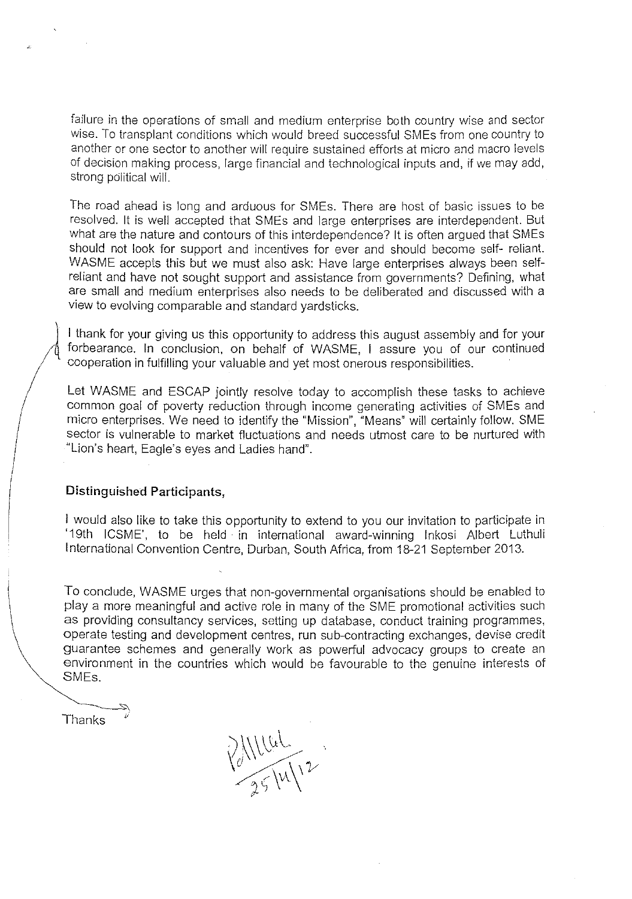failure in the operations of small and medium enterprise both country wise and sector wise. To transplant conditions which would breed successful SMEs from one country to another or one sector to another will require sustained efforts at micro and macro levels of decision making process, large financial and technological inputs and, if we may add, strong political will.

The road ahead is long and arduous for SMEs. There are host of basic issues to be resolved. It is well accepted that SMEs and large enterprises are interdependent. But what are the nature and contours of this interdependence? It is often argued that SMEs should not look for support and incentives for ever and should become self- reliant. WASME accepts this but we must also ask: Have large enterprises always been self-reliant and have not sought support and assistance from governments? Defining, what are small and medium enterprises also needs to be deliberated and discussed with a view to evolving comparable and standard yardsticks.

I thank for your giving us this opportunity to address this august assembly and for your forbearance. In conclusion, on behalf of WASME, I assure you of our continued cooperation in fulfilling your valuable and yet most onerous responsibilities.

Let WASME and ESCAP jointly resolve today to accomplish these tasks to achieve common goal of poverty reduction through income generating activities of SMEs and micro enterprises. We need to identify the "Mission", "Means" will certainly follow. SME sector is vulnerable to market fluctuations and needs utmost care to be nurtured with "Lion's heart, Eagle's eyes and Ladies hand".

**Distinguished Participants,**

I would also like to take this opportunity to extend to you our invitation to participate in '19th ICSME', to be held in international award-winning Inkosi Albert Luthuli International Convention Centre, Durban, South Africa, from 18-21 September 2013.

To conclude, WASME urges that non-governmental organisations should be enabled to play a more meaningful and active role in many of the SME promotional activities such as providing consultancy services, setting up database, conduct training programmes, operate testing and development centres, run sub-contracting exchanges, devise credit guarantee schemes and generally work as powerful advocacy groups to create an environment in the countries which would be favourable to the genuine interests of SMEs.

Thanks

25/4/12